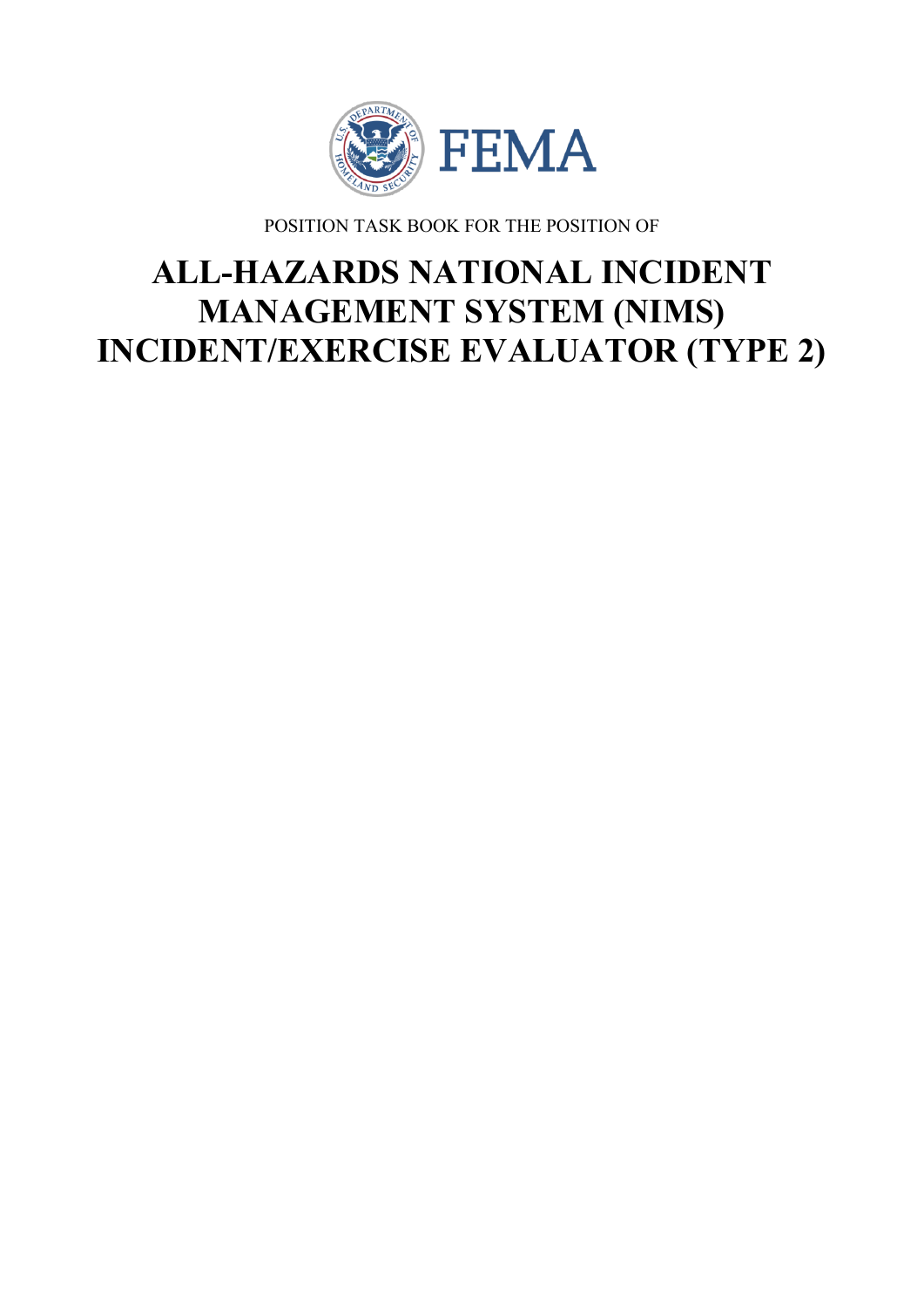FEMA

POSITION TASK BOOK FOR THE POSITION OF

# ALL-HAZARDS NATIONAL INCIDENT MANAGEMENT SYSTEM (NIMS) INCIDENT/EXERCISE EVALUATOR (TYPE 2)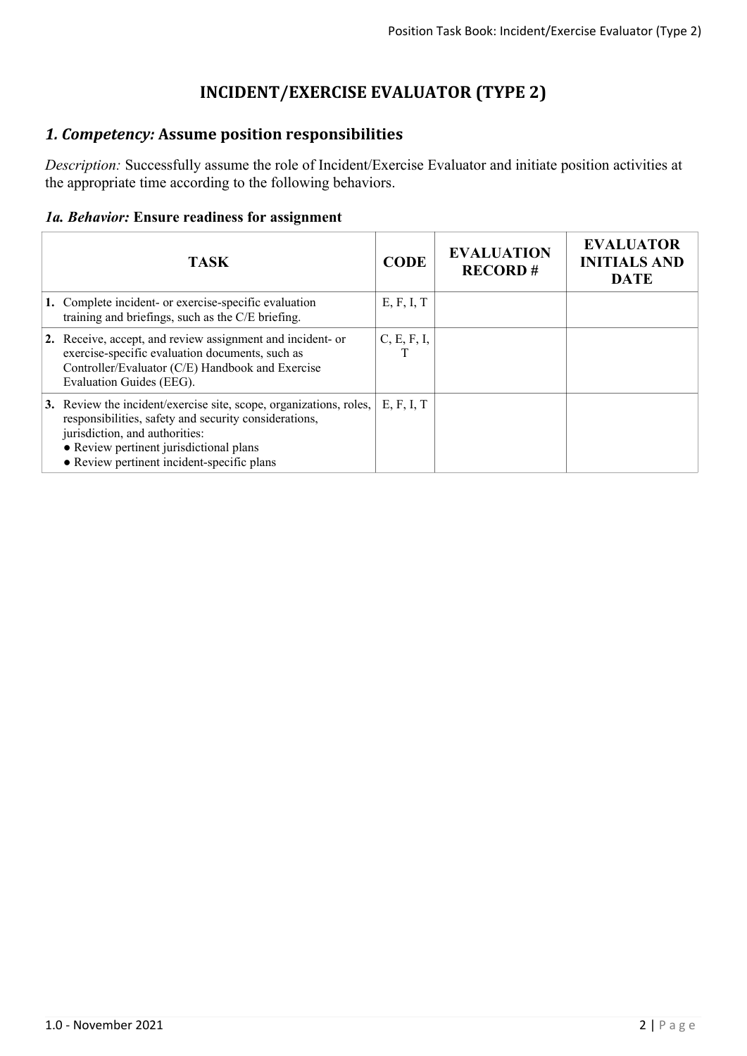# INCIDENT/EXERCISE EVALUATOR (TYPE 2)

## *1. Competency:* Assume position responsibilities

*Description:* Successfully assume the role of Incident/Exercise Evaluator and initiate position activities at the appropriate time according to the following behaviors.

### *1a. Behavior:* Ensure readiness for assignment

| TASK | CODE | EVALUATION RECORD # | EVALUATOR INITIALS AND DATE |
|---|---|---|---|
| **1.** Complete incident- or exercise-specific evaluation training and briefings, such as the C/E briefing. | E, F, I, T | | |
| **2.** Receive, accept, and review assignment and incident- or exercise-specific evaluation documents, such as Controller/Evaluator (C/E) Handbook and Exercise Evaluation Guides (EEG). | C, E, F, I, T | | |
| **3.** Review the incident/exercise site, scope, organizations, roles, responsibilities, safety and security considerations, jurisdiction, and authorities:<br>● Review pertinent jurisdictional plans<br>● Review pertinent incident-specific plans | E, F, I, T | | |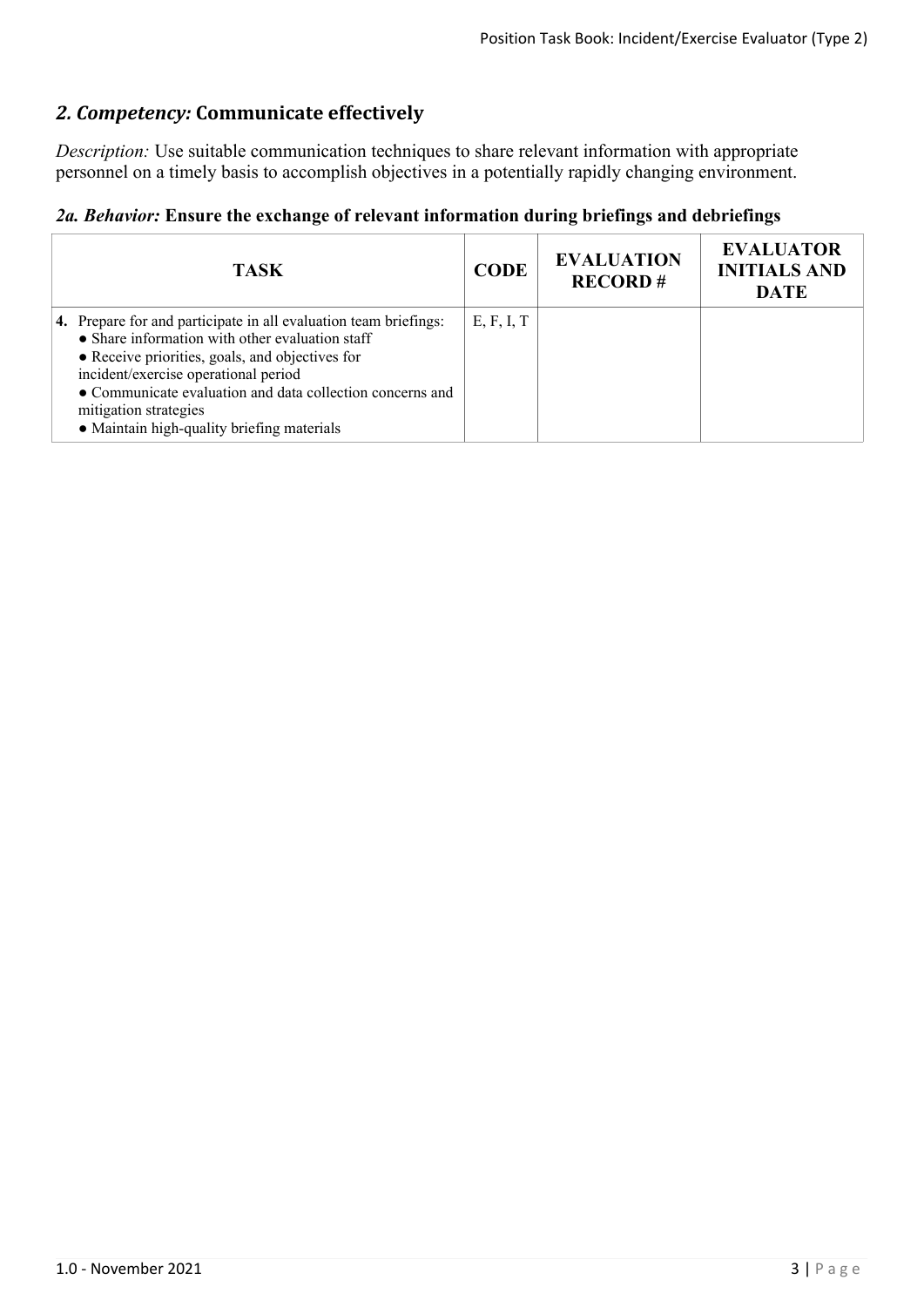## *2. Competency:* Communicate effectively

*Description:* Use suitable communication techniques to share relevant information with appropriate personnel on a timely basis to accomplish objectives in a potentially rapidly changing environment.

### *2a. Behavior:* Ensure the exchange of relevant information during briefings and debriefings

| TASK | CODE | EVALUATION RECORD # | EVALUATOR INITIALS AND DATE |
|---|---|---|---|
| **4.** Prepare for and participate in all evaluation team briefings:<br>● Share information with other evaluation staff<br>● Receive priorities, goals, and objectives for incident/exercise operational period<br>● Communicate evaluation and data collection concerns and mitigation strategies<br>● Maintain high-quality briefing materials | E, F, I, T | | |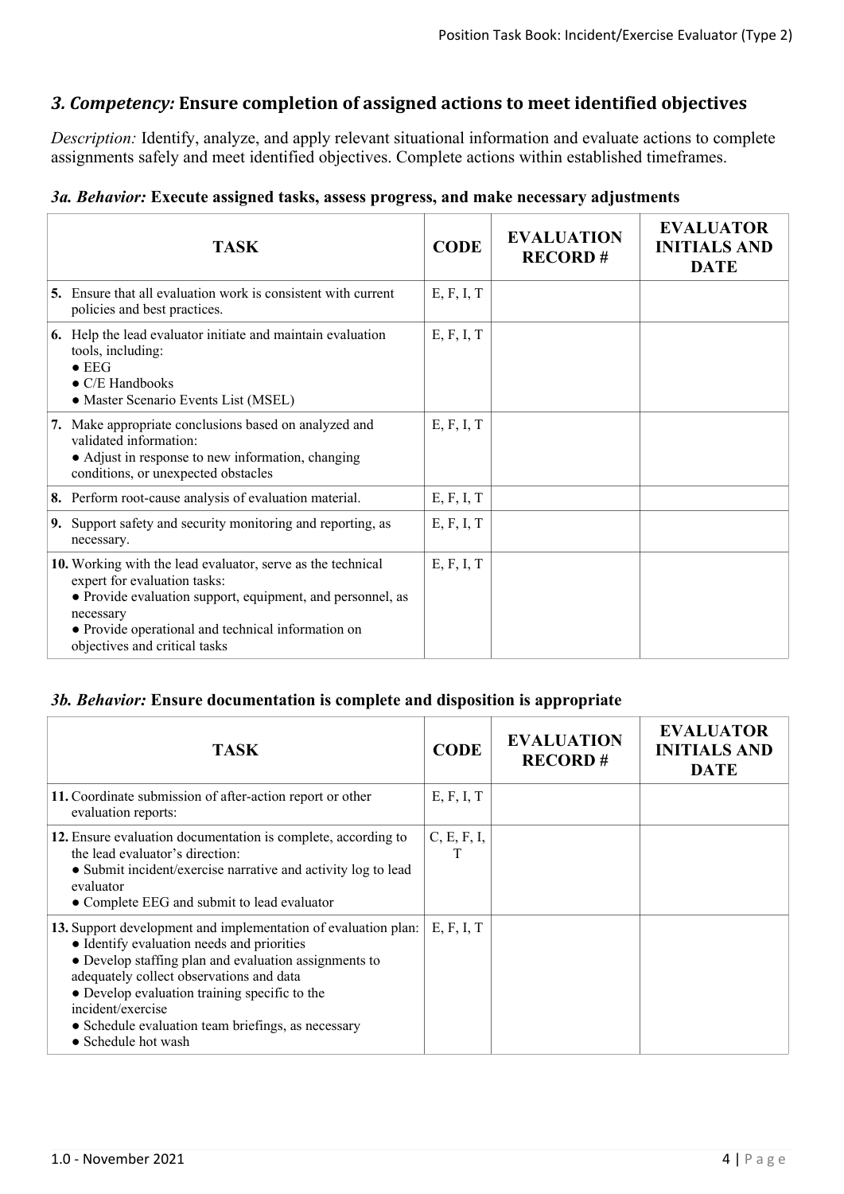## *3. Competency:* Ensure completion of assigned actions to meet identified objectives

*Description:* Identify, analyze, and apply relevant situational information and evaluate actions to complete assignments safely and meet identified objectives. Complete actions within established timeframes.

### *3a. Behavior:* Execute assigned tasks, assess progress, and make necessary adjustments

| TASK | CODE | EVALUATION RECORD # | EVALUATOR INITIALS AND DATE |
|---|---|---|---|
| **5.** Ensure that all evaluation work is consistent with current policies and best practices. | E, F, I, T | | |
| **6.** Help the lead evaluator initiate and maintain evaluation tools, including:<br>● EEG<br>● C/E Handbooks<br>● Master Scenario Events List (MSEL) | E, F, I, T | | |
| **7.** Make appropriate conclusions based on analyzed and validated information:<br>● Adjust in response to new information, changing conditions, or unexpected obstacles | E, F, I, T | | |
| **8.** Perform root-cause analysis of evaluation material. | E, F, I, T | | |
| **9.** Support safety and security monitoring and reporting, as necessary. | E, F, I, T | | |
| **10.** Working with the lead evaluator, serve as the technical expert for evaluation tasks:<br>● Provide evaluation support, equipment, and personnel, as necessary<br>● Provide operational and technical information on objectives and critical tasks | E, F, I, T | | |

### *3b. Behavior:* Ensure documentation is complete and disposition is appropriate

| TASK | CODE | EVALUATION RECORD # | EVALUATOR INITIALS AND DATE |
|---|---|---|---|
| **11.** Coordinate submission of after-action report or other evaluation reports: | E, F, I, T | | |
| **12.** Ensure evaluation documentation is complete, according to the lead evaluator's direction:<br>● Submit incident/exercise narrative and activity log to lead evaluator<br>● Complete EEG and submit to lead evaluator | C, E, F, I, T | | |
| **13.** Support development and implementation of evaluation plan:<br>● Identify evaluation needs and priorities<br>● Develop staffing plan and evaluation assignments to adequately collect observations and data<br>● Develop evaluation training specific to the incident/exercise<br>● Schedule evaluation team briefings, as necessary<br>● Schedule hot wash | E, F, I, T | | |